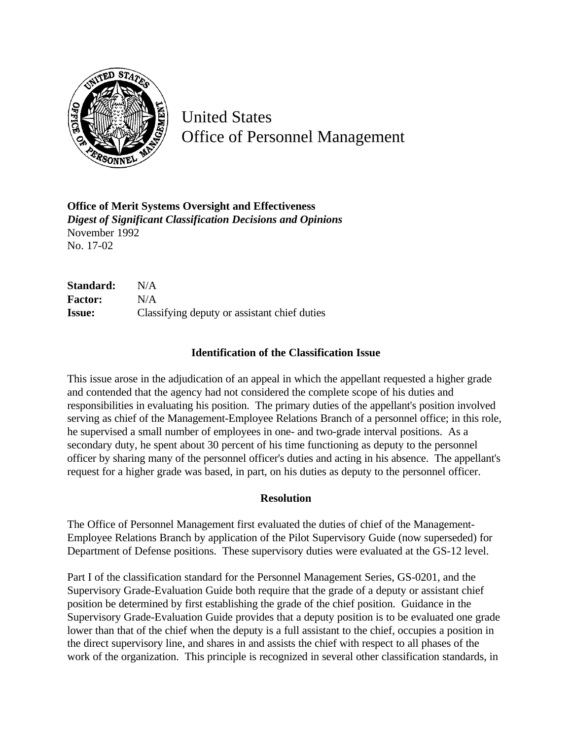# United States
# Office of Personnel Management

**Office of Merit Systems Oversight and Effectiveness**
***Digest of Significant Classification Decisions and Opinions***
November 1992
No. 17-02

**Standard:** N/A
**Factor:** N/A
**Issue:** Classifying deputy or assistant chief duties

## Identification of the Classification Issue

This issue arose in the adjudication of an appeal in which the appellant requested a higher grade and contended that the agency had not considered the complete scope of his duties and responsibilities in evaluating his position. The primary duties of the appellant's position involved serving as chief of the Management-Employee Relations Branch of a personnel office; in this role, he supervised a small number of employees in one- and two-grade interval positions. As a secondary duty, he spent about 30 percent of his time functioning as deputy to the personnel officer by sharing many of the personnel officer's duties and acting in his absence. The appellant's request for a higher grade was based, in part, on his duties as deputy to the personnel officer.

## Resolution

The Office of Personnel Management first evaluated the duties of chief of the Management-Employee Relations Branch by application of the Pilot Supervisory Guide (now superseded) for Department of Defense positions. These supervisory duties were evaluated at the GS-12 level.

Part I of the classification standard for the Personnel Management Series, GS-0201, and the Supervisory Grade-Evaluation Guide both require that the grade of a deputy or assistant chief position be determined by first establishing the grade of the chief position. Guidance in the Supervisory Grade-Evaluation Guide provides that a deputy position is to be evaluated one grade lower than that of the chief when the deputy is a full assistant to the chief, occupies a position in the direct supervisory line, and shares in and assists the chief with respect to all phases of the work of the organization. This principle is recognized in several other classification standards, in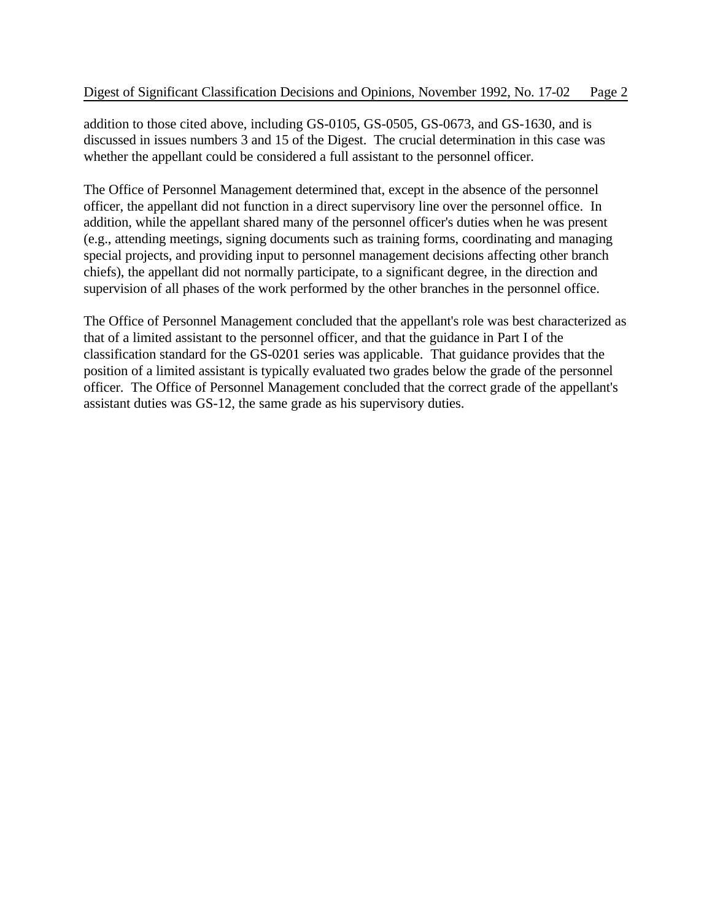addition to those cited above, including GS-0105, GS-0505, GS-0673, and GS-1630, and is discussed in issues numbers 3 and 15 of the Digest. The crucial determination in this case was whether the appellant could be considered a full assistant to the personnel officer.

The Office of Personnel Management determined that, except in the absence of the personnel officer, the appellant did not function in a direct supervisory line over the personnel office. In addition, while the appellant shared many of the personnel officer's duties when he was present (e.g., attending meetings, signing documents such as training forms, coordinating and managing special projects, and providing input to personnel management decisions affecting other branch chiefs), the appellant did not normally participate, to a significant degree, in the direction and supervision of all phases of the work performed by the other branches in the personnel office.

The Office of Personnel Management concluded that the appellant's role was best characterized as that of a limited assistant to the personnel officer, and that the guidance in Part I of the classification standard for the GS-0201 series was applicable. That guidance provides that the position of a limited assistant is typically evaluated two grades below the grade of the personnel officer. The Office of Personnel Management concluded that the correct grade of the appellant's assistant duties was GS-12, the same grade as his supervisory duties.